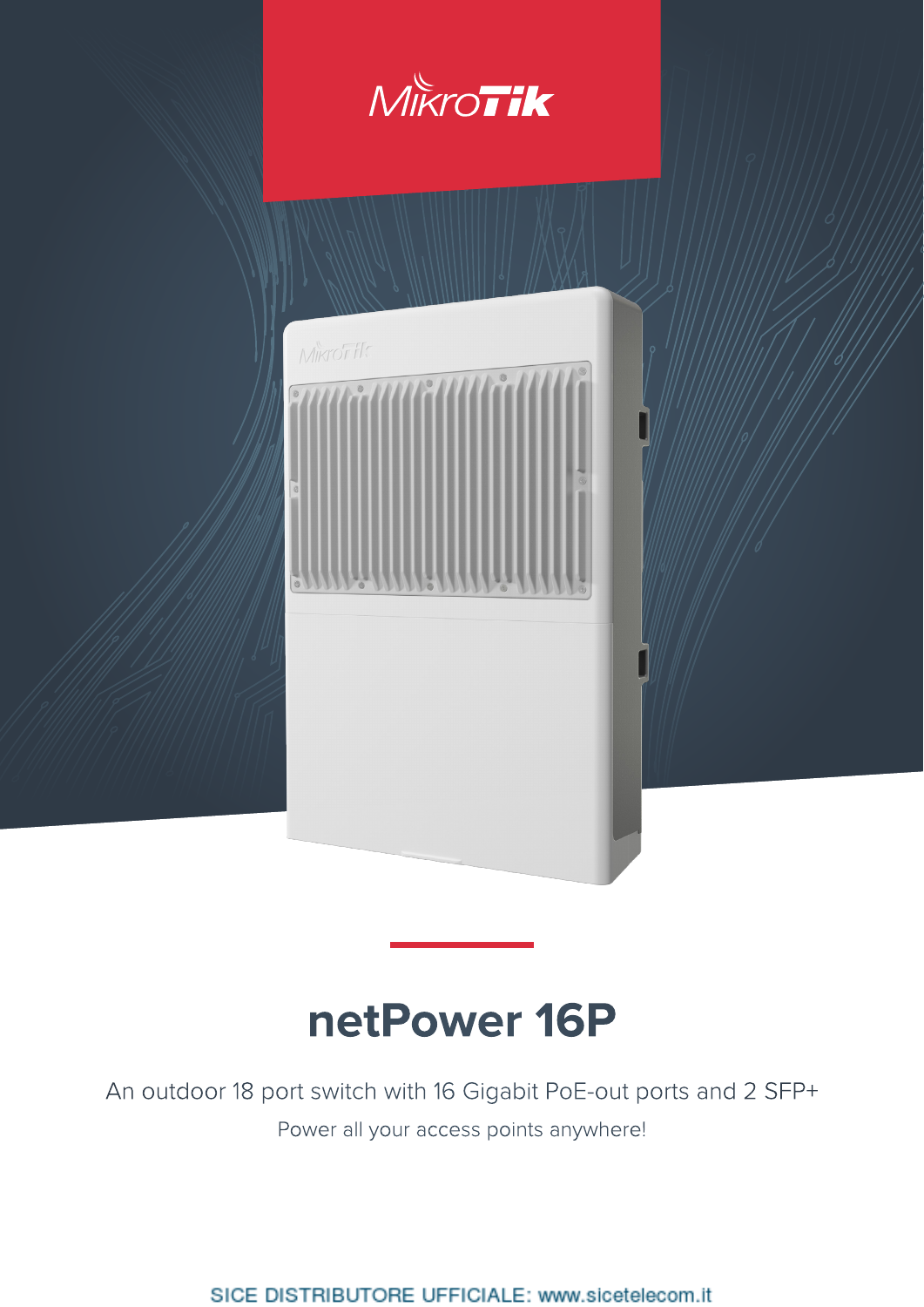MikroTik

# netPower 16P

An outdoor 18 port switch with 16 Gigabit PoE-out ports and 2 SFP+

Power all your access points anywhere!

SICE DISTRIBUTORE UFFICIALE: www.sicetelecom.it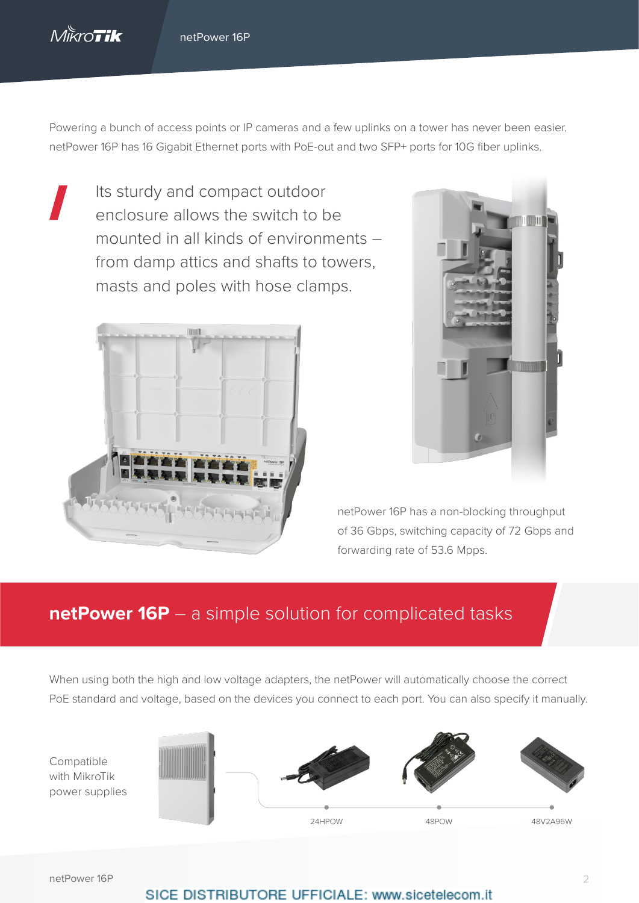Powering a bunch of access points or IP cameras and a few uplinks on a tower has never been easier. netPower 16P has 16 Gigabit Ethernet ports with PoE-out and two SFP+ ports for 10G fiber uplinks.

> Its sturdy and compact outdoor enclosure allows the switch to be mounted in all kinds of environments – from damp attics and shafts to towers, masts and poles with hose clamps.

netPower 16P has a non-blocking throughput of 36 Gbps, switching capacity of 72 Gbps and forwarding rate of 53.6 Mpps.

## **netPower 16P** – a simple solution for complicated tasks

When using both the high and low voltage adapters, the netPower will automatically choose the correct PoE standard and voltage, based on the devices you connect to each port. You can also specify it manually.

Compatible with MikroTik power supplies

24HPOW

48POW

48V2A96W

SICE DISTRIBUTORE UFFICIALE: www.sicetelecom.it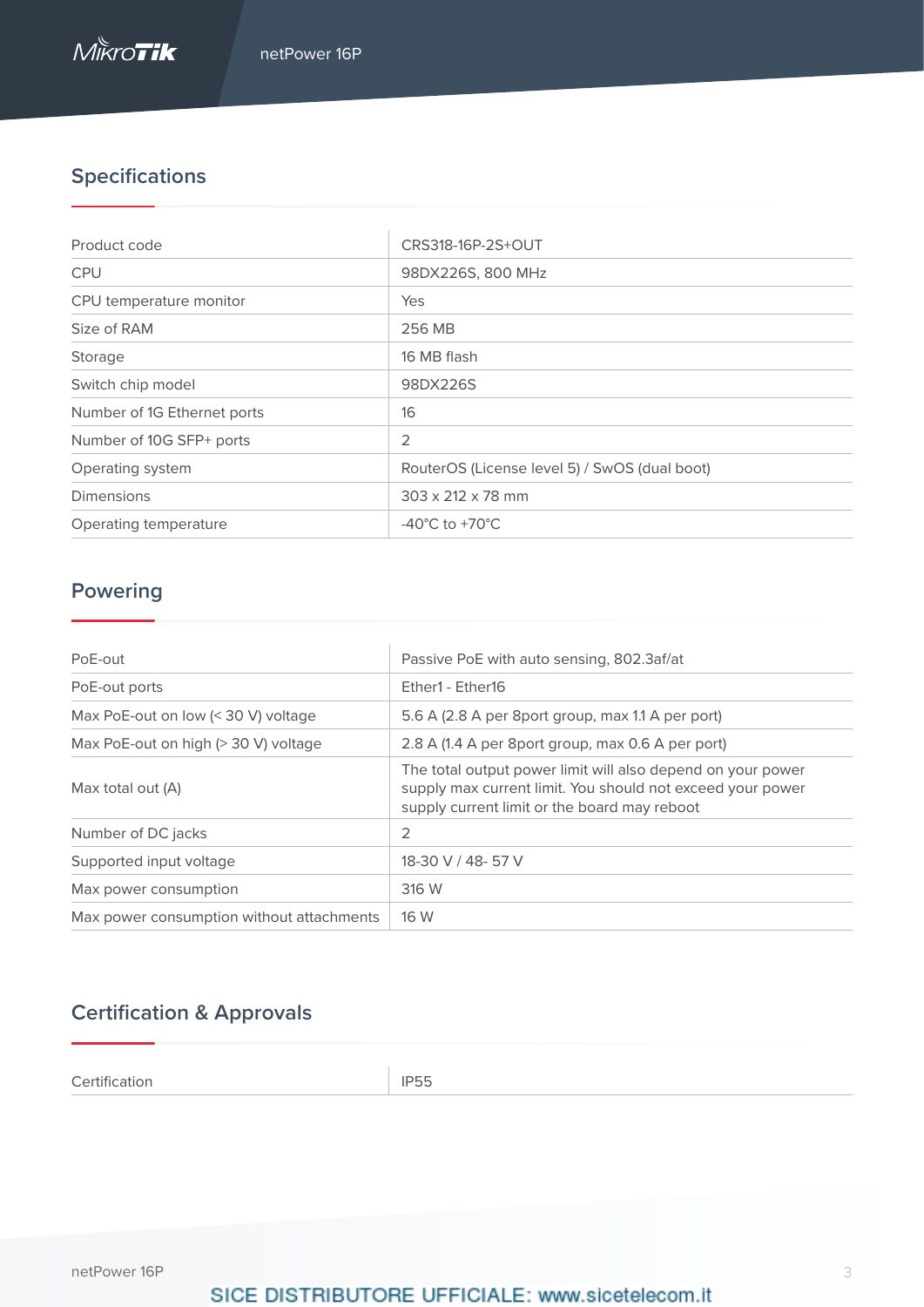## Specifications

| | |
|---|---|
| Product code | CRS318-16P-2S+OUT |
| CPU | 98DX226S, 800 MHz |
| CPU temperature monitor | Yes |
| Size of RAM | 256 MB |
| Storage | 16 MB flash |
| Switch chip model | 98DX226S |
| Number of 1G Ethernet ports | 16 |
| Number of 10G SFP+ ports | 2 |
| Operating system | RouterOS (License level 5) / SwOS (dual boot) |
| Dimensions | 303 x 212 x 78 mm |
| Operating temperature | -40°C to +70°C |

## Powering

| | |
|---|---|
| PoE-out | Passive PoE with auto sensing, 802.3af/at |
| PoE-out ports | Ether1 - Ether16 |
| Max PoE-out on low (< 30 V) voltage | 5.6 A (2.8 A per 8port group, max 1.1 A per port) |
| Max PoE-out on high (> 30 V) voltage | 2.8 A (1.4 A per 8port group, max 0.6 A per port) |
| Max total out (A) | The total output power limit will also depend on your power supply max current limit. You should not exceed your power supply current limit or the board may reboot |
| Number of DC jacks | 2 |
| Supported input voltage | 18-30 V / 48- 57 V |
| Max power consumption | 316 W |
| Max power consumption without attachments | 16 W |

## Certification & Approvals

| | |
|---|---|
| Certification | IP55 |

SICE DISTRIBUTORE UFFICIALE: www.sicetelecom.it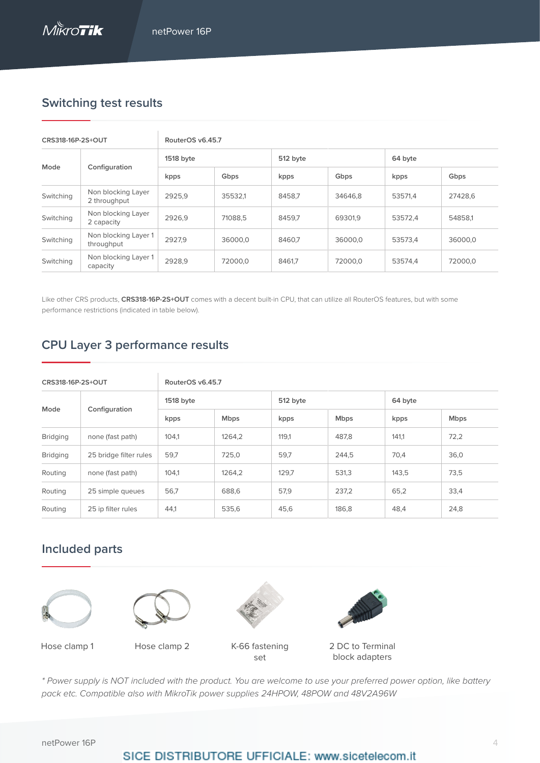## Switching test results

| CRS318-16P-2S+OUT | | RouterOS v6.45.7 | | | | | |
|---|---|---|---|---|---|---|---|
| Mode | Configuration | 1518 byte | | 512 byte | | 64 byte | |
| | | kpps | Gbps | kpps | Gbps | kpps | Gbps |
| Switching | Non blocking Layer 2 throughput | 2925,9 | 35532,1 | 8458,7 | 34646,8 | 53571,4 | 27428,6 |
| Switching | Non blocking Layer 2 capacity | 2926,9 | 71088,5 | 8459,7 | 69301,9 | 53572,4 | 54858,1 |
| Switching | Non blocking Layer 1 throughput | 2927,9 | 36000,0 | 8460,7 | 36000,0 | 53573,4 | 36000,0 |
| Switching | Non blocking Layer 1 capacity | 2928,9 | 72000,0 | 8461,7 | 72000,0 | 53574,4 | 72000,0 |

Like other CRS products, **CRS318-16P-2S+OUT** comes with a decent built-in CPU, that can utilize all RouterOS features, but with some performance restrictions (indicated in table below).

## CPU Layer 3 performance results

| CRS318-16P-2S+OUT | | RouterOS v6.45.7 | | | | | |
|---|---|---|---|---|---|---|---|
| Mode | Configuration | 1518 byte | | 512 byte | | 64 byte | |
| | | kpps | Mbps | kpps | Mbps | kpps | Mbps |
| Bridging | none (fast path) | 104,1 | 1264,2 | 119,1 | 487,8 | 141,1 | 72,2 |
| Bridging | 25 bridge filter rules | 59,7 | 725,0 | 59,7 | 244,5 | 70,4 | 36,0 |
| Routing | none (fast path) | 104,1 | 1264,2 | 129,7 | 531,3 | 143,5 | 73,5 |
| Routing | 25 simple queues | 56,7 | 688,6 | 57,9 | 237,2 | 65,2 | 33,4 |
| Routing | 25 ip filter rules | 44,1 | 535,6 | 45,6 | 186,8 | 48,4 | 24,8 |

## Included parts

Hose clamp 1

Hose clamp 2

K-66 fastening set

2 DC to Terminal block adapters

*\* Power supply is NOT included with the product. You are welcome to use your preferred power option, like battery pack etc. Compatible also with MikroTik power supplies 24HPOW, 48POW and 48V2A96W*

SICE DISTRIBUTORE UFFICIALE: www.sicetelecom.it